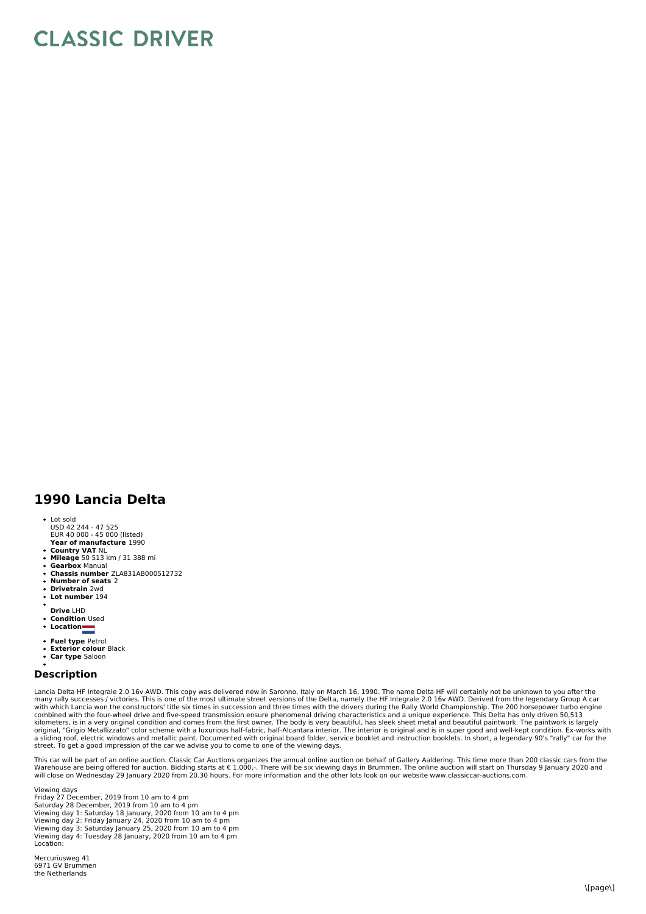# CLASSIC DRIVER

## 1990 Lancia Delta

- Lot sold
  USD 42 244 - 47 525
  EUR 40 000 - 45 000 (listed)
  **Year of manufacture** 1990
- **Country VAT** NL
- **Mileage** 50 513 km / 31 388 mi
- **Gearbox** Manual
- **Chassis number** ZLA831AB000512732
- **Number of seats** 2
- **Drivetrain** 2wd
- **Lot number** 194
- 
  **Drive** LHD
- **Condition** Used
- **Location**
- **Fuel type** Petrol
- **Exterior colour** Black
- **Car type** Saloon
- 

## Description

Lancia Delta HF Integrale 2.0 16v AWD. This copy was delivered new in Saronno, Italy on March 16, 1990. The name Delta HF will certainly not be unknown to you after the many rally successes / victories. This is one of the most ultimate street versions of the Delta, namely the HF Integrale 2.0 16v AWD. Derived from the legendary Group A car with which Lancia won the constructors' title six times in succession and three times with the drivers during the Rally World Championship. The 200 horsepower turbo engine combined with the four-wheel drive and five-speed transmission ensure phenomenal driving characteristics and a unique experience. This Delta has only driven 50,513 kilometers, is in a very original condition and comes from the first owner. The body is very beautiful, has sleek sheet metal and beautiful paintwork. The paintwork is largely original, "Grigio Metallizzato" color scheme with a luxurious half-fabric, half-Alcantara interior. The interior is original and is in super good and well-kept condition. Ex-works with a sliding roof, electric windows and metallic paint. Documented with original board folder, service booklet and instruction booklets. In short, a legendary 90's "rally" car for the street. To get a good impression of the car we advise you to come to one of the viewing days.

This car will be part of an online auction. Classic Car Auctions organizes the annual online auction on behalf of Gallery Aaldering. This time more than 200 classic cars from the Warehouse are being offered for auction. Bidding starts at € 1.000,-. There will be six viewing days in Brummen. The online auction will start on Thursday 9 January 2020 and will close on Wednesday 29 January 2020 from 20.30 hours. For more information and the other lots look on our website www.classiccar-auctions.com.

Viewing days
Friday 27 December, 2019 from 10 am to 4 pm
Saturday 28 December, 2019 from 10 am to 4 pm
Viewing day 1: Saturday 18 January, 2020 from 10 am to 4 pm
Viewing day 2: Friday January 24, 2020 from 10 am to 4 pm
Viewing day 3: Saturday January 25, 2020 from 10 am to 4 pm
Viewing day 4: Tuesday 28 January, 2020 from 10 am to 4 pm
Location:

Mercuriusweg 41
6971 GV Brummen
the Netherlands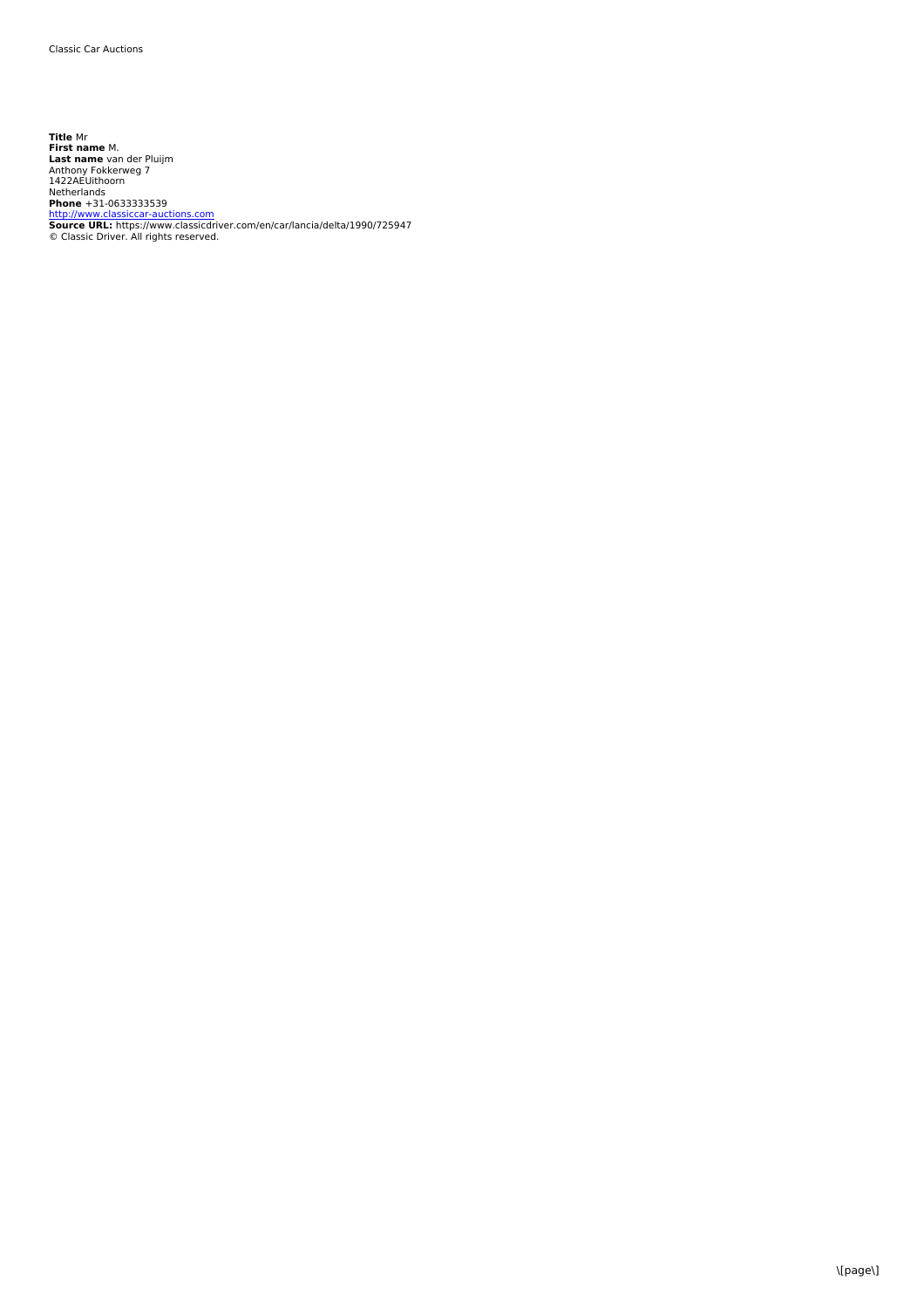Classic Car Auctions

**Title** Mr  
**First name** M.  
**Last name** van der Pluijm  
Anthony Fokkerweg 7  
1422AEUithoorn  
Netherlands  
**Phone** +31-0633333539  
[http://www.classiccar-auctions.com](http://www.classiccar-auctions.com)  
**Source URL:** https://www.classicdriver.com/en/car/lancia/delta/1990/725947  
© Classic Driver. All rights reserved.